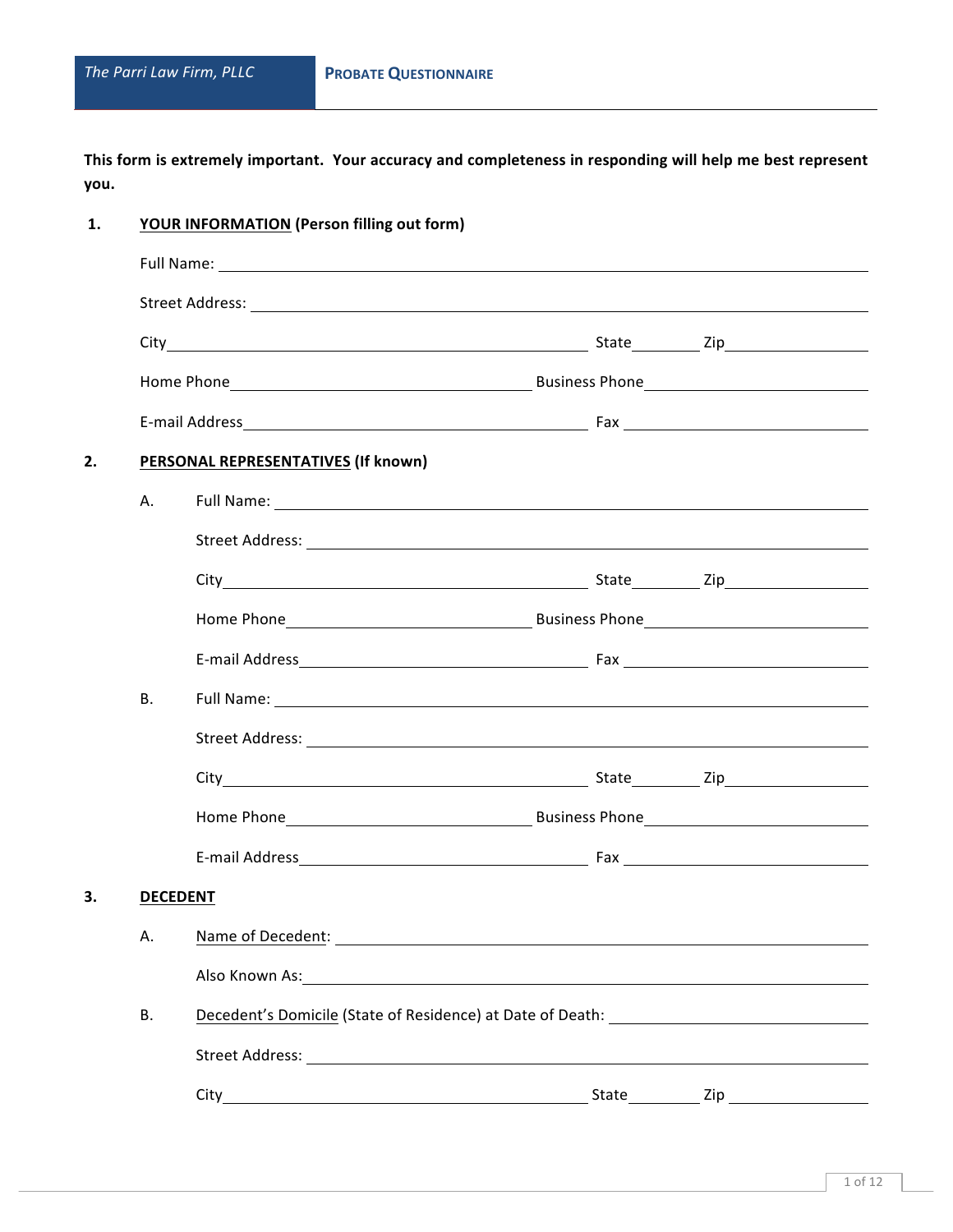*The Parri Law Firm, PLLC* **PROBATE QUESTIONNAIRE**

**This form is extremely important. Your accuracy and completeness in responding will help me best represent you.**

**1. YOUR INFORMATION (Person filling out form)**

Full Name: ______________________________

Street Address: ______________________________

City ______________________ State ________ Zip ____________

Home Phone ____________________ Business Phone ____________________

E-mail Address ____________________ Fax ____________________

**2. PERSONAL REPRESENTATIVES (If known)**

A. Full Name: ______________________________

Street Address: ______________________________

City ______________________ State ________ Zip ____________

Home Phone ____________________ Business Phone ____________________

E-mail Address ____________________ Fax ____________________

B. Full Name: ______________________________

Street Address: ______________________________

City ______________________ State ________ Zip ____________

Home Phone ____________________ Business Phone ____________________

E-mail Address ____________________ Fax ____________________

**3. DECEDENT**

A. Name of Decedent: ______________________________

Also Known As: ______________________________

B. Decedent's Domicile (State of Residence) at Date of Death: ____________________

Street Address: ______________________________

City ______________________ State ________ Zip ____________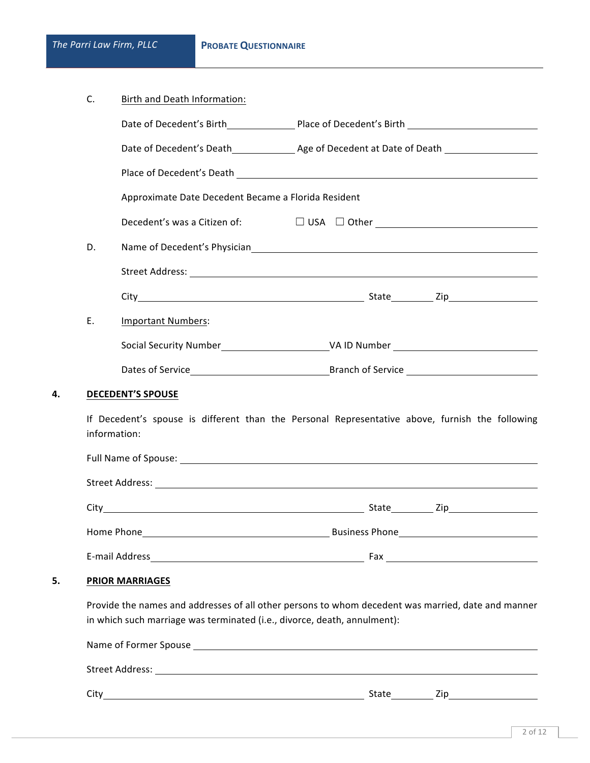C. Birth and Death Information:

Date of Decedent's Birth\_\_\_\_\_\_\_\_\_\_\_\_ Place of Decedent's Birth \_\_\_\_\_\_\_\_\_\_\_\_\_\_\_\_\_\_\_\_

Date of Decedent's Death\_\_\_\_\_\_\_\_\_\_\_\_ Age of Decedent at Date of Death \_\_\_\_\_\_\_\_\_\_\_\_\_\_\_\_

Place of Decedent's Death \_\_\_\_\_\_\_\_\_\_\_\_\_\_\_\_\_\_\_\_\_\_\_\_\_\_\_\_\_\_\_\_\_\_\_\_\_\_\_\_

Approximate Date Decedent Became a Florida Resident

Decedent's was a Citizen of: ☐ USA ☐ Other \_\_\_\_\_\_\_\_\_\_\_\_\_\_\_\_\_\_\_\_

D. Name of Decedent's Physician\_\_\_\_\_\_\_\_\_\_\_\_\_\_\_\_\_\_\_\_\_\_\_\_\_\_\_\_\_\_\_\_\_\_\_\_\_\_\_\_

Street Address: \_\_\_\_\_\_\_\_\_\_\_\_\_\_\_\_\_\_\_\_\_\_\_\_\_\_\_\_\_\_\_\_\_\_\_\_\_\_\_\_\_\_\_\_\_\_\_\_

City\_\_\_\_\_\_\_\_\_\_\_\_\_\_\_\_\_\_\_\_\_\_\_\_\_\_\_\_\_\_\_\_\_\_ State\_\_\_\_\_\_ Zip\_\_\_\_\_\_\_\_\_\_\_\_

E. Important Numbers:

Social Security Number\_\_\_\_\_\_\_\_\_\_\_\_\_\_\_\_VA ID Number \_\_\_\_\_\_\_\_\_\_\_\_\_\_\_\_\_\_\_\_

Dates of Service\_\_\_\_\_\_\_\_\_\_\_\_\_\_\_\_\_\_\_\_Branch of Service \_\_\_\_\_\_\_\_\_\_\_\_\_\_\_\_\_\_\_\_

## 4. DECEDENT'S SPOUSE

If Decedent's spouse is different than the Personal Representative above, furnish the following information:

Full Name of Spouse: \_\_\_\_\_\_\_\_\_\_\_\_\_\_\_\_\_\_\_\_\_\_\_\_\_\_\_\_\_\_\_\_\_\_\_\_\_\_\_\_\_\_\_\_\_\_\_\_

Street Address: \_\_\_\_\_\_\_\_\_\_\_\_\_\_\_\_\_\_\_\_\_\_\_\_\_\_\_\_\_\_\_\_\_\_\_\_\_\_\_\_\_\_\_\_\_\_\_\_\_\_

City\_\_\_\_\_\_\_\_\_\_\_\_\_\_\_\_\_\_\_\_\_\_\_\_\_\_\_\_\_\_\_\_\_\_\_\_\_\_ State\_\_\_\_\_\_ Zip\_\_\_\_\_\_\_\_\_\_\_\_

Home Phone\_\_\_\_\_\_\_\_\_\_\_\_\_\_\_\_\_\_\_\_\_\_\_\_\_\_\_\_ Business Phone\_\_\_\_\_\_\_\_\_\_\_\_\_\_\_\_\_\_\_\_

E-mail Address\_\_\_\_\_\_\_\_\_\_\_\_\_\_\_\_\_\_\_\_\_\_\_\_\_\_\_\_\_\_\_\_ Fax \_\_\_\_\_\_\_\_\_\_\_\_\_\_\_\_\_\_\_\_\_\_

## 5. PRIOR MARRIAGES

Provide the names and addresses of all other persons to whom decedent was married, date and manner in which such marriage was terminated (i.e., divorce, death, annulment):

Name of Former Spouse \_\_\_\_\_\_\_\_\_\_\_\_\_\_\_\_\_\_\_\_\_\_\_\_\_\_\_\_\_\_\_\_\_\_\_\_\_\_\_\_\_\_\_\_\_\_

Street Address: \_\_\_\_\_\_\_\_\_\_\_\_\_\_\_\_\_\_\_\_\_\_\_\_\_\_\_\_\_\_\_\_\_\_\_\_\_\_\_\_\_\_\_\_\_\_\_\_\_\_

City\_\_\_\_\_\_\_\_\_\_\_\_\_\_\_\_\_\_\_\_\_\_\_\_\_\_\_\_\_\_\_\_\_\_\_\_\_\_ State\_\_\_\_\_\_ Zip\_\_\_\_\_\_\_\_\_\_\_\_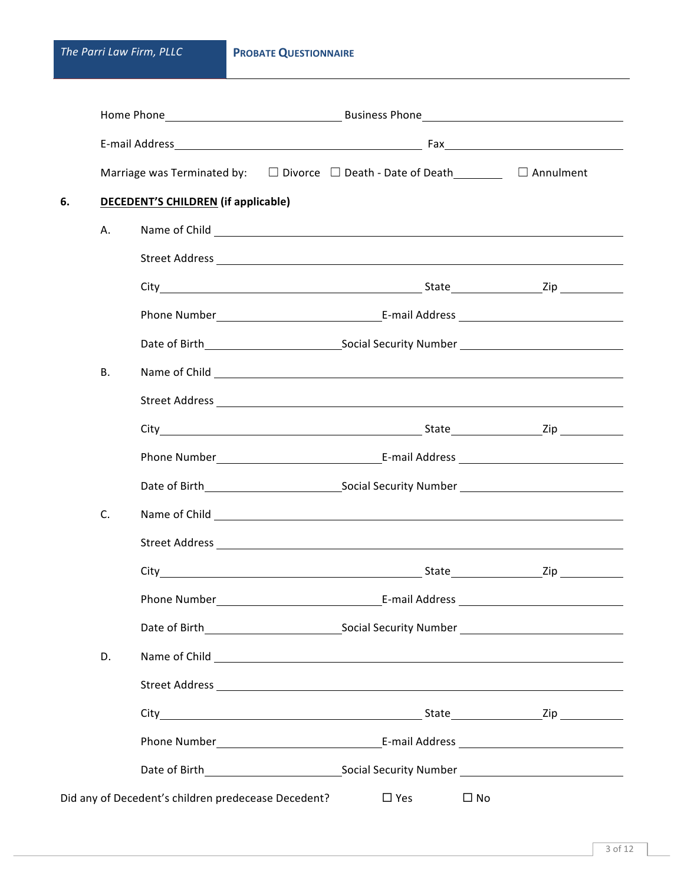Home Phone\_\_\_\_\_\_\_\_\_\_\_\_\_\_\_\_\_\_\_\_\_\_\_\_ Business Phone\_\_\_\_\_\_\_\_\_\_\_\_\_\_\_\_\_\_\_\_\_\_\_\_

E-mail Address\_\_\_\_\_\_\_\_\_\_\_\_\_\_\_\_\_\_\_\_\_\_\_\_\_\_\_\_\_\_\_\_ Fax\_\_\_\_\_\_\_\_\_\_\_\_\_\_\_\_\_\_\_\_\_\_\_\_

Marriage was Terminated by: ☐ Divorce ☐ Death - Date of Death\_\_\_\_\_\_\_\_ ☐ Annulment

**6. <u>DECEDENT'S CHILDREN</u> (if applicable)**

A. Name of Child \_\_\_\_\_\_\_\_\_\_\_\_\_\_\_\_\_\_\_\_\_\_\_\_\_\_\_\_\_\_\_\_\_\_\_\_\_\_\_\_

Street Address \_\_\_\_\_\_\_\_\_\_\_\_\_\_\_\_\_\_\_\_\_\_\_\_\_\_\_\_\_\_\_\_\_\_\_\_\_\_\_\_

City\_\_\_\_\_\_\_\_\_\_\_\_\_\_\_\_\_\_\_\_\_\_\_\_\_\_\_\_ State\_\_\_\_\_\_\_\_\_\_ Zip \_\_\_\_\_\_\_\_

Phone Number\_\_\_\_\_\_\_\_\_\_\_\_\_\_\_\_\_\_\_\_ E-mail Address \_\_\_\_\_\_\_\_\_\_\_\_\_\_\_\_\_\_\_\_

Date of Birth\_\_\_\_\_\_\_\_\_\_\_\_\_\_\_\_ Social Security Number \_\_\_\_\_\_\_\_\_\_\_\_\_\_\_\_\_\_\_\_

B. Name of Child \_\_\_\_\_\_\_\_\_\_\_\_\_\_\_\_\_\_\_\_\_\_\_\_\_\_\_\_\_\_\_\_\_\_\_\_\_\_\_\_

Street Address \_\_\_\_\_\_\_\_\_\_\_\_\_\_\_\_\_\_\_\_\_\_\_\_\_\_\_\_\_\_\_\_\_\_\_\_\_\_\_\_

City\_\_\_\_\_\_\_\_\_\_\_\_\_\_\_\_\_\_\_\_\_\_\_\_\_\_\_\_ State\_\_\_\_\_\_\_\_\_\_ Zip \_\_\_\_\_\_\_\_

Phone Number\_\_\_\_\_\_\_\_\_\_\_\_\_\_\_\_\_\_\_\_ E-mail Address \_\_\_\_\_\_\_\_\_\_\_\_\_\_\_\_\_\_\_\_

Date of Birth\_\_\_\_\_\_\_\_\_\_\_\_\_\_\_\_ Social Security Number \_\_\_\_\_\_\_\_\_\_\_\_\_\_\_\_\_\_\_\_

C. Name of Child \_\_\_\_\_\_\_\_\_\_\_\_\_\_\_\_\_\_\_\_\_\_\_\_\_\_\_\_\_\_\_\_\_\_\_\_\_\_\_\_

Street Address \_\_\_\_\_\_\_\_\_\_\_\_\_\_\_\_\_\_\_\_\_\_\_\_\_\_\_\_\_\_\_\_\_\_\_\_\_\_\_\_

City\_\_\_\_\_\_\_\_\_\_\_\_\_\_\_\_\_\_\_\_\_\_\_\_\_\_\_\_ State\_\_\_\_\_\_\_\_\_\_ Zip \_\_\_\_\_\_\_\_

Phone Number\_\_\_\_\_\_\_\_\_\_\_\_\_\_\_\_\_\_\_\_ E-mail Address \_\_\_\_\_\_\_\_\_\_\_\_\_\_\_\_\_\_\_\_

Date of Birth\_\_\_\_\_\_\_\_\_\_\_\_\_\_\_\_ Social Security Number \_\_\_\_\_\_\_\_\_\_\_\_\_\_\_\_\_\_\_\_

D. Name of Child \_\_\_\_\_\_\_\_\_\_\_\_\_\_\_\_\_\_\_\_\_\_\_\_\_\_\_\_\_\_\_\_\_\_\_\_\_\_\_\_

Street Address \_\_\_\_\_\_\_\_\_\_\_\_\_\_\_\_\_\_\_\_\_\_\_\_\_\_\_\_\_\_\_\_\_\_\_\_\_\_\_\_

City\_\_\_\_\_\_\_\_\_\_\_\_\_\_\_\_\_\_\_\_\_\_\_\_\_\_\_\_ State\_\_\_\_\_\_\_\_\_\_ Zip \_\_\_\_\_\_\_\_

Phone Number\_\_\_\_\_\_\_\_\_\_\_\_\_\_\_\_\_\_\_\_ E-mail Address \_\_\_\_\_\_\_\_\_\_\_\_\_\_\_\_\_\_\_\_

Date of Birth\_\_\_\_\_\_\_\_\_\_\_\_\_\_\_\_ Social Security Number \_\_\_\_\_\_\_\_\_\_\_\_\_\_\_\_\_\_\_\_

Did any of Decedent's children predecease Decedent? ☐ Yes ☐ No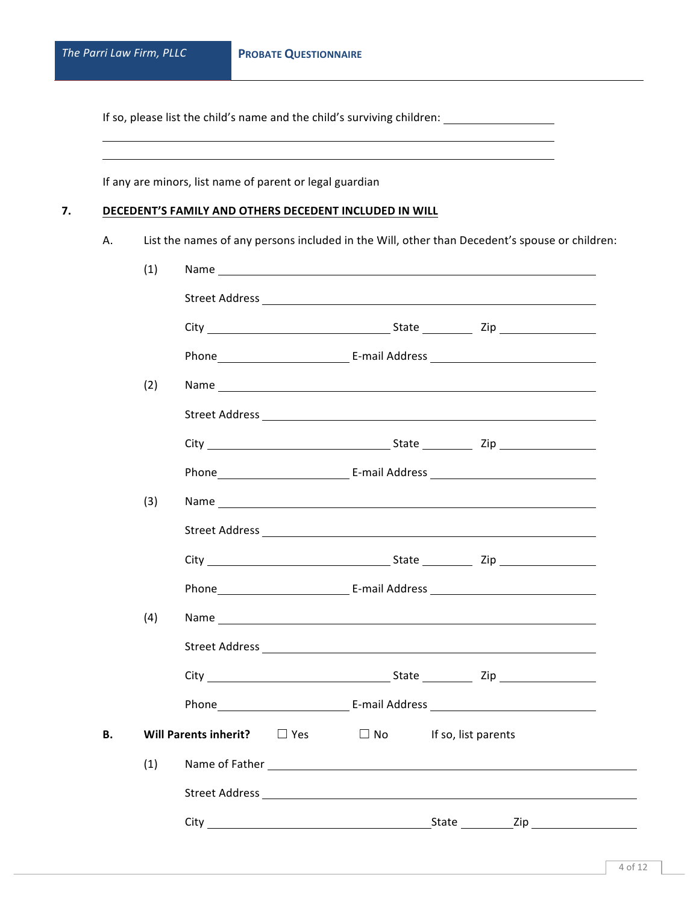If so, please list the child's name and the child's surviving children: ____________________

______________________________________________________________________________

______________________________________________________________________________

If any are minors, list name of parent or legal guardian

## 7. <u>DECEDENT'S FAMILY AND OTHERS DECEDENT INCLUDED IN WILL</u>

A. List the names of any persons included in the Will, other than Decedent's spouse or children:

(1) Name ________________________________________________

Street Address ________________________________________________

City ______________________ State ________ Zip ______________

Phone ____________________ E-mail Address ____________________

(2) Name ________________________________________________

Street Address ________________________________________________

City ______________________ State ________ Zip ______________

Phone ____________________ E-mail Address ____________________

(3) Name ________________________________________________

Street Address ________________________________________________

City ______________________ State ________ Zip ______________

Phone ____________________ E-mail Address ____________________

(4) Name ________________________________________________

Street Address ________________________________________________

City ______________________ State ________ Zip ______________

Phone ____________________ E-mail Address ____________________

**B. Will Parents inherit?** ☐ Yes ☐ No If so, list parents

(1) Name of Father ________________________________________________

Street Address ________________________________________________

City ______________________ State ________ Zip ______________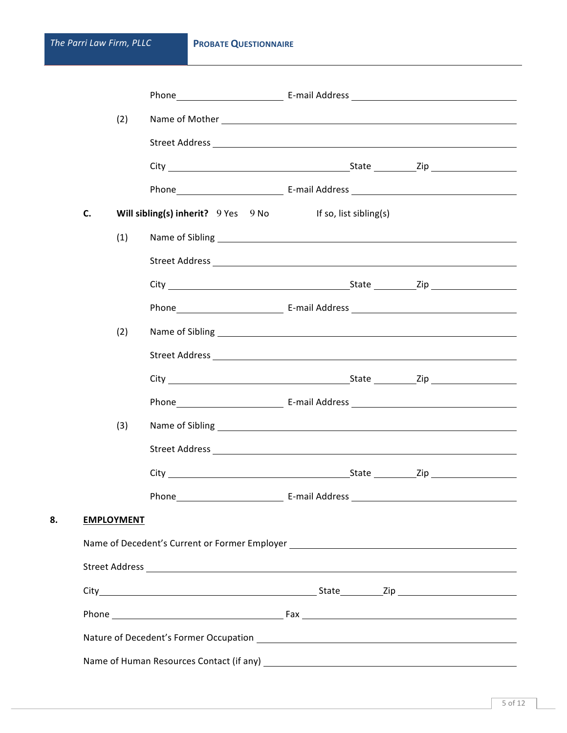Phone ____________________ E-mail Address ______________________________

(2) Name of Mother ______________________________________________

Street Address ______________________________________________

City ______________________________ State ________ Zip ______________

Phone ____________________ E-mail Address ______________________________

**C. Will sibling(s) inherit?** 9 Yes 9 No If so, list sibling(s)

(1) Name of Sibling ______________________________________________

Street Address ______________________________________________

City ______________________________ State ________ Zip ______________

Phone ____________________ E-mail Address ______________________________

(2) Name of Sibling ______________________________________________

Street Address ______________________________________________

City ______________________________ State ________ Zip ______________

Phone ____________________ E-mail Address ______________________________

(3) Name of Sibling ______________________________________________

Street Address ______________________________________________

City ______________________________ State ________ Zip ______________

Phone ____________________ E-mail Address ______________________________

## 8. <u>EMPLOYMENT</u>

Name of Decedent's Current or Former Employer ______________________________

Street Address ______________________________________________

City ______________________________ State ________ Zip ______________

Phone ______________________________ Fax ______________________________

Nature of Decedent's Former Occupation ______________________________

Name of Human Resources Contact (if any) ______________________________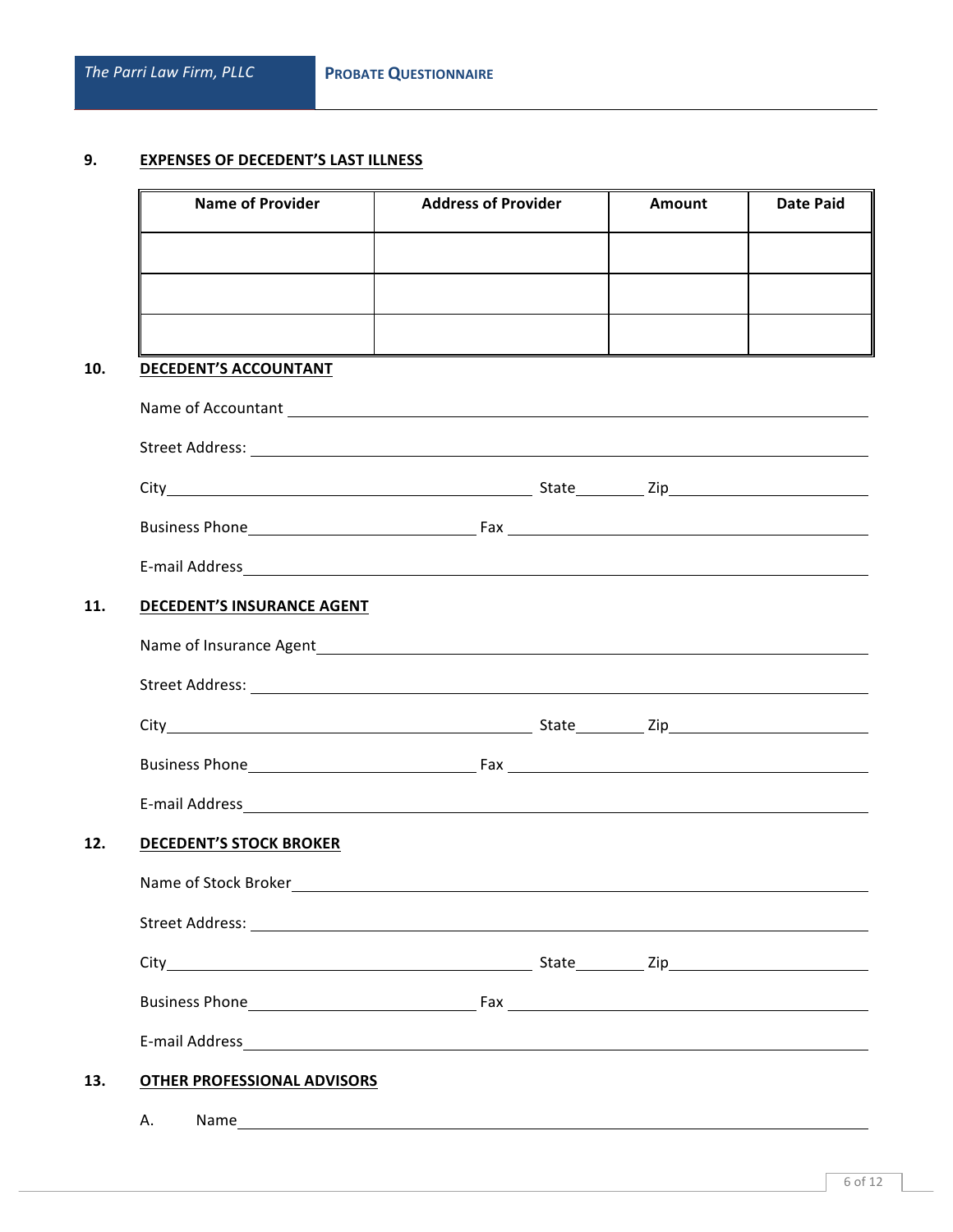### 9. EXPENSES OF DECEDENT'S LAST ILLNESS

| Name of Provider | Address of Provider | Amount | Date Paid |
|---|---|---|---|
| | | | |
| | | | |
| | | | |

### 10. DECEDENT'S ACCOUNTANT

Name of Accountant ____________________

Street Address: ____________________

City ____________________ State ________ Zip ____________________

Business Phone ____________________ Fax ____________________

E-mail Address ____________________

### 11. DECEDENT'S INSURANCE AGENT

Name of Insurance Agent ____________________

Street Address: ____________________

City ____________________ State ________ Zip ____________________

Business Phone ____________________ Fax ____________________

E-mail Address ____________________

### 12. DECEDENT'S STOCK BROKER

Name of Stock Broker ____________________

Street Address: ____________________

City ____________________ State ________ Zip ____________________

Business Phone ____________________ Fax ____________________

E-mail Address ____________________

### 13. OTHER PROFESSIONAL ADVISORS

A. Name ____________________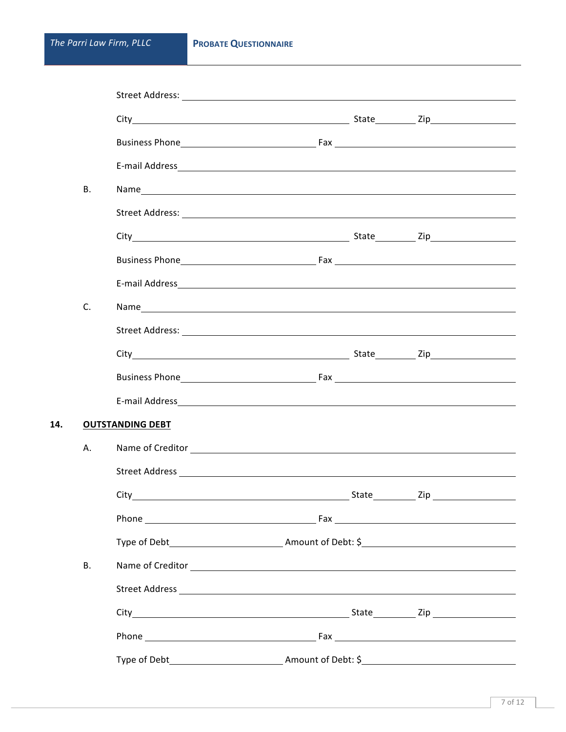Street Address: ______________________________________________

City ______________________________ State ________ Zip ______________

Business Phone ____________________ Fax ____________________________

E-mail Address ________________________________________________

B. Name ________________________________________________________

Street Address: ______________________________________________

City ______________________________ State ________ Zip ______________

Business Phone ____________________ Fax ____________________________

E-mail Address ________________________________________________

C. Name ________________________________________________________

Street Address: ______________________________________________

City ______________________________ State ________ Zip ______________

Business Phone ____________________ Fax ____________________________

E-mail Address ________________________________________________

**14. <u>OUTSTANDING DEBT</u>**

A. Name of Creditor ____________________________________________

Street Address ______________________________________________

City ______________________________ State ________ Zip ______________

Phone ____________________________ Fax ____________________________

Type of Debt ____________________ Amount of Debt: $ __________________

B. Name of Creditor ____________________________________________

Street Address ______________________________________________

City ______________________________ State ________ Zip ______________

Phone ____________________________ Fax ____________________________

Type of Debt ____________________ Amount of Debt: $ __________________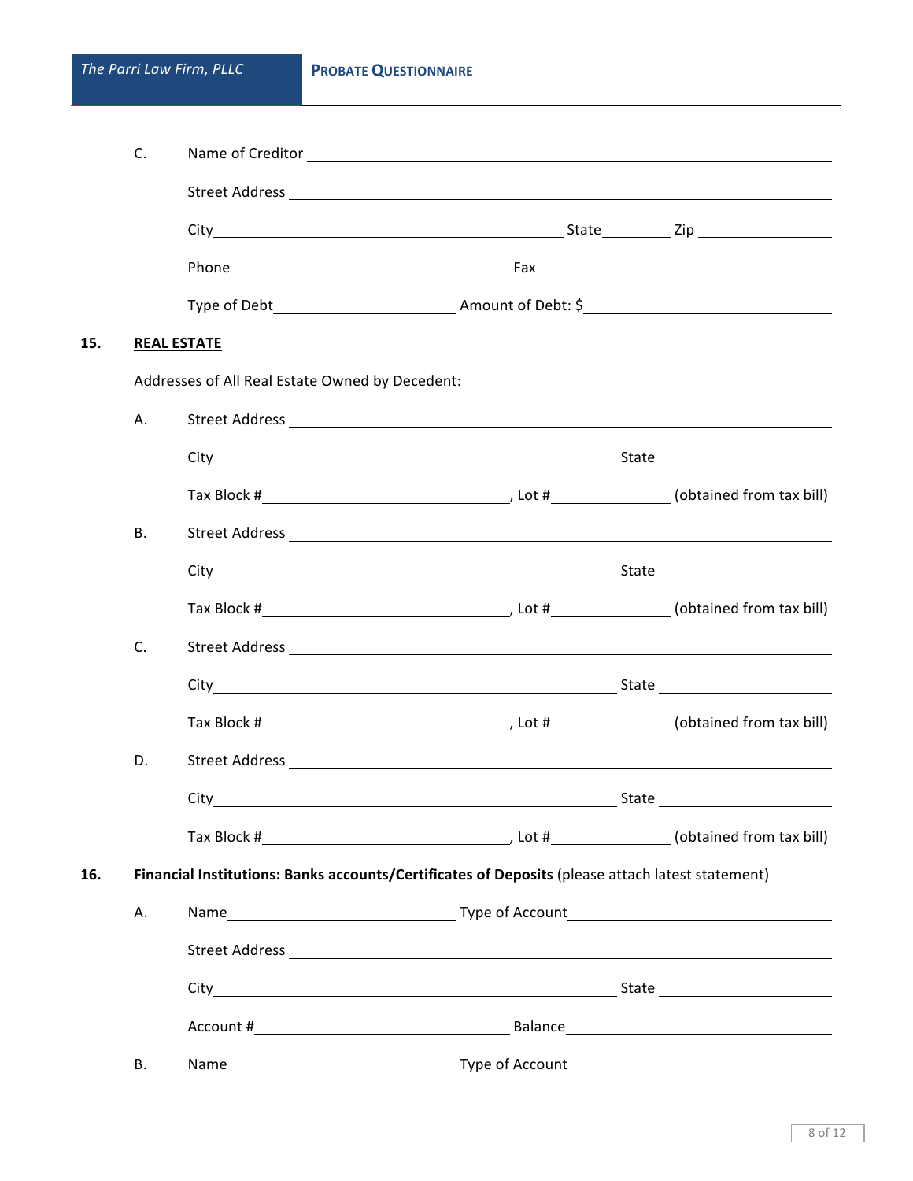C. Name of Creditor \_\_\_\_\_\_\_\_\_\_\_\_\_\_\_\_\_\_\_\_\_\_\_\_\_\_\_\_\_\_\_\_\_\_\_\_\_\_\_\_\_\_\_\_\_\_\_\_

Street Address \_\_\_\_\_\_\_\_\_\_\_\_\_\_\_\_\_\_\_\_\_\_\_\_\_\_\_\_\_\_\_\_\_\_\_\_\_\_\_\_\_\_\_\_\_\_\_\_

City\_\_\_\_\_\_\_\_\_\_\_\_\_\_\_\_\_\_\_\_\_\_\_\_\_\_\_\_\_\_ State\_\_\_\_\_\_ Zip \_\_\_\_\_\_\_\_\_\_\_\_

Phone \_\_\_\_\_\_\_\_\_\_\_\_\_\_\_\_\_\_\_\_\_\_\_\_ Fax \_\_\_\_\_\_\_\_\_\_\_\_\_\_\_\_\_\_\_\_\_\_\_\_\_\_

Type of Debt\_\_\_\_\_\_\_\_\_\_\_\_\_\_\_\_ Amount of Debt: $\_\_\_\_\_\_\_\_\_\_\_\_\_\_\_\_\_\_\_\_\_\_

## 15. REAL ESTATE

Addresses of All Real Estate Owned by Decedent:

A. Street Address \_\_\_\_\_\_\_\_\_\_\_\_\_\_\_\_\_\_\_\_\_\_\_\_\_\_\_\_\_\_\_\_\_\_\_\_\_\_\_\_\_\_\_\_\_\_\_\_

City\_\_\_\_\_\_\_\_\_\_\_\_\_\_\_\_\_\_\_\_\_\_\_\_\_\_\_\_\_\_\_\_\_\_\_\_ State \_\_\_\_\_\_\_\_\_\_\_\_\_\_\_

Tax Block #\_\_\_\_\_\_\_\_\_\_\_\_\_\_\_\_\_\_\_\_\_\_, Lot #\_\_\_\_\_\_\_\_\_\_\_ (obtained from tax bill)

B. Street Address \_\_\_\_\_\_\_\_\_\_\_\_\_\_\_\_\_\_\_\_\_\_\_\_\_\_\_\_\_\_\_\_\_\_\_\_\_\_\_\_\_\_\_\_\_\_\_\_

City\_\_\_\_\_\_\_\_\_\_\_\_\_\_\_\_\_\_\_\_\_\_\_\_\_\_\_\_\_\_\_\_\_\_\_\_ State \_\_\_\_\_\_\_\_\_\_\_\_\_\_\_

Tax Block #\_\_\_\_\_\_\_\_\_\_\_\_\_\_\_\_\_\_\_\_\_\_, Lot #\_\_\_\_\_\_\_\_\_\_\_ (obtained from tax bill)

C. Street Address \_\_\_\_\_\_\_\_\_\_\_\_\_\_\_\_\_\_\_\_\_\_\_\_\_\_\_\_\_\_\_\_\_\_\_\_\_\_\_\_\_\_\_\_\_\_\_\_

City\_\_\_\_\_\_\_\_\_\_\_\_\_\_\_\_\_\_\_\_\_\_\_\_\_\_\_\_\_\_\_\_\_\_\_\_ State \_\_\_\_\_\_\_\_\_\_\_\_\_\_\_

Tax Block #\_\_\_\_\_\_\_\_\_\_\_\_\_\_\_\_\_\_\_\_\_\_, Lot #\_\_\_\_\_\_\_\_\_\_\_ (obtained from tax bill)

D. Street Address \_\_\_\_\_\_\_\_\_\_\_\_\_\_\_\_\_\_\_\_\_\_\_\_\_\_\_\_\_\_\_\_\_\_\_\_\_\_\_\_\_\_\_\_\_\_\_\_

City\_\_\_\_\_\_\_\_\_\_\_\_\_\_\_\_\_\_\_\_\_\_\_\_\_\_\_\_\_\_\_\_\_\_\_\_ State \_\_\_\_\_\_\_\_\_\_\_\_\_\_\_

Tax Block #\_\_\_\_\_\_\_\_\_\_\_\_\_\_\_\_\_\_\_\_\_\_, Lot #\_\_\_\_\_\_\_\_\_\_\_ (obtained from tax bill)

## 16. Financial Institutions: Banks accounts/Certificates of Deposits (please attach latest statement)

A. Name\_\_\_\_\_\_\_\_\_\_\_\_\_\_\_\_\_\_\_\_\_ Type of Account\_\_\_\_\_\_\_\_\_\_\_\_\_\_\_\_\_\_\_\_\_\_\_\_

Street Address \_\_\_\_\_\_\_\_\_\_\_\_\_\_\_\_\_\_\_\_\_\_\_\_\_\_\_\_\_\_\_\_\_\_\_\_\_\_\_\_\_\_\_\_\_\_\_\_

City\_\_\_\_\_\_\_\_\_\_\_\_\_\_\_\_\_\_\_\_\_\_\_\_\_\_\_\_\_\_\_\_\_\_\_\_ State \_\_\_\_\_\_\_\_\_\_\_\_\_\_\_

Account #\_\_\_\_\_\_\_\_\_\_\_\_\_\_\_\_\_\_\_\_\_\_\_ Balance\_\_\_\_\_\_\_\_\_\_\_\_\_\_\_\_\_\_\_\_\_\_\_\_

B. Name\_\_\_\_\_\_\_\_\_\_\_\_\_\_\_\_\_\_\_\_\_ Type of Account\_\_\_\_\_\_\_\_\_\_\_\_\_\_\_\_\_\_\_\_\_\_\_\_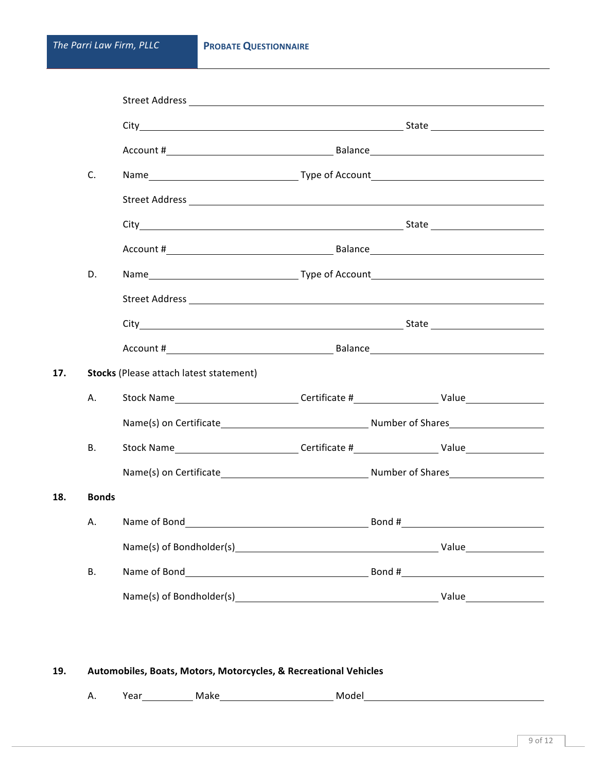Street Address ______________________________________________

City ______________________________ State ______________

Account # ____________________ Balance ______________________

C. Name __________________ Type of Account ______________________

Street Address ______________________________________________

City ______________________________ State ______________

Account # ____________________ Balance ______________________

D. Name __________________ Type of Account ______________________

Street Address ______________________________________________

City ______________________________ State ______________

Account # ____________________ Balance ______________________

**17. Stocks** (Please attach latest statement)

A. Stock Name ______________ Certificate # __________ Value __________

Name(s) on Certificate __________________ Number of Shares ____________

B. Stock Name ______________ Certificate # __________ Value __________

Name(s) on Certificate __________________ Number of Shares ____________

**18. Bonds**

A. Name of Bond ______________________ Bond # __________________

Name(s) of Bondholder(s) __________________________ Value __________

B. Name of Bond ______________________ Bond # __________________

Name(s) of Bondholder(s) __________________________ Value __________

**19. Automobiles, Boats, Motors, Motorcycles, & Recreational Vehicles**

A. Year ______ Make ______________ Model ________________________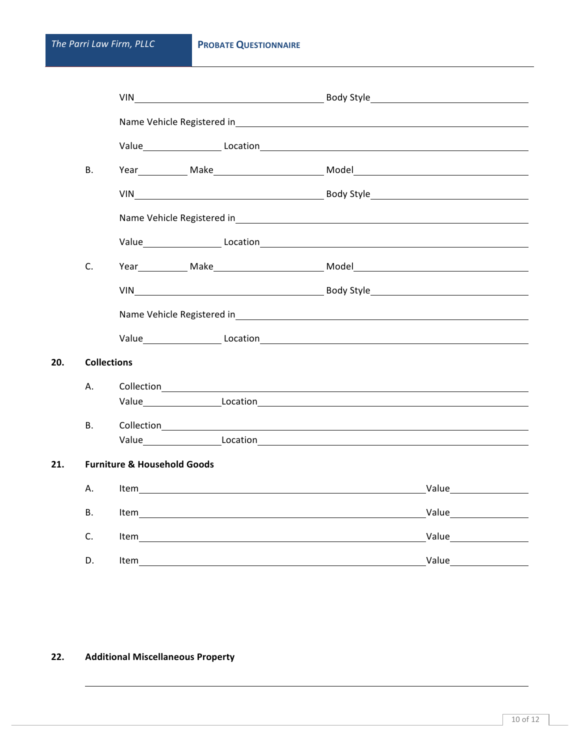VIN______________________ Body Style______________________

Name Vehicle Registered in______________________

Value__________ Location______________________

B. Year________ Make______________ Model______________________

VIN______________________ Body Style______________________

Name Vehicle Registered in______________________

Value__________ Location______________________

C. Year________ Make______________ Model______________________

VIN______________________ Body Style______________________

Name Vehicle Registered in______________________

Value__________ Location______________________

**20. Collections**

A. Collection______________________

Value__________ Location______________________

B. Collection______________________

Value__________ Location______________________

**21. Furniture & Household Goods**

A. Item______________________ Value__________

B. Item______________________ Value__________

C. Item______________________ Value__________

D. Item______________________ Value__________

**22. Additional Miscellaneous Property**

______________________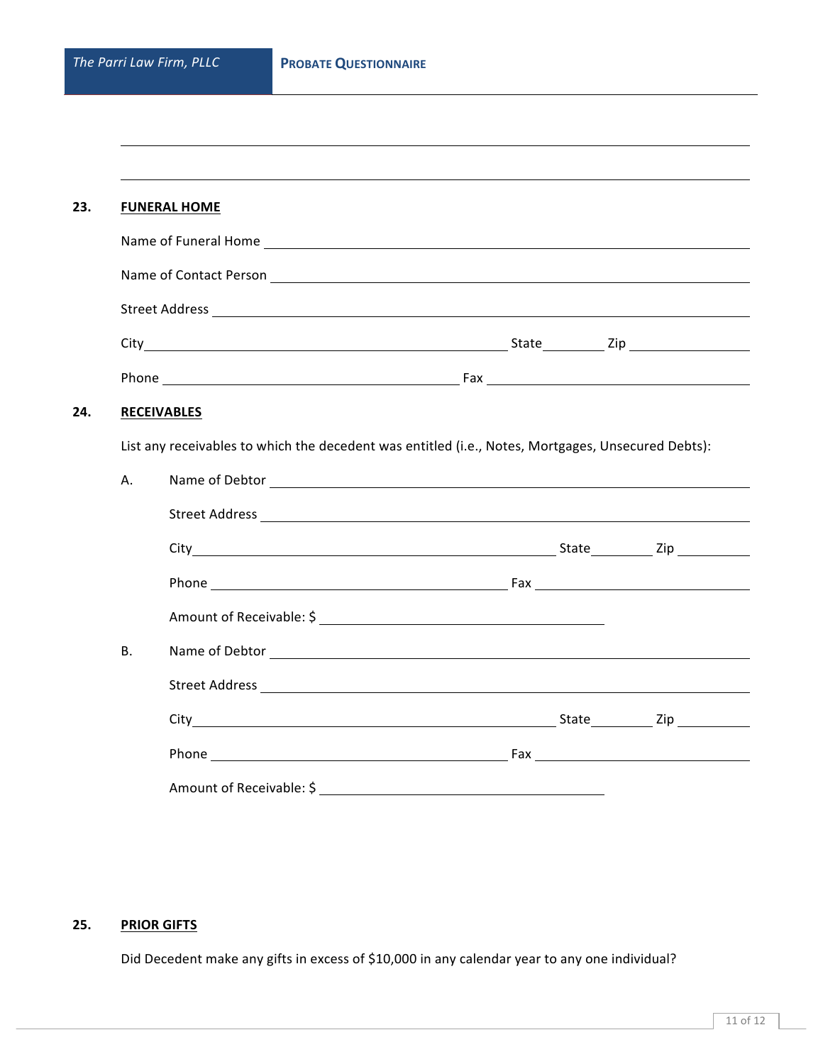______________________________________________________________________

______________________________________________________________________

**23. FUNERAL HOME**

Name of Funeral Home ______________________________________________

Name of Contact Person ______________________________________________

Street Address ______________________________________________

City ____________________ State ________ Zip ____________

Phone ____________________ Fax ____________________

**24. RECEIVABLES**

List any receivables to which the decedent was entitled (i.e., Notes, Mortgages, Unsecured Debts):

A. Name of Debtor ______________________________________________

Street Address ______________________________________________

City ____________________ State ________ Zip ____________

Phone ____________________ Fax ____________________

Amount of Receivable: $ ____________________

B. Name of Debtor ______________________________________________

Street Address ______________________________________________

City ____________________ State ________ Zip ____________

Phone ____________________ Fax ____________________

Amount of Receivable: $ ____________________

**25. PRIOR GIFTS**

Did Decedent make any gifts in excess of $10,000 in any calendar year to any one individual?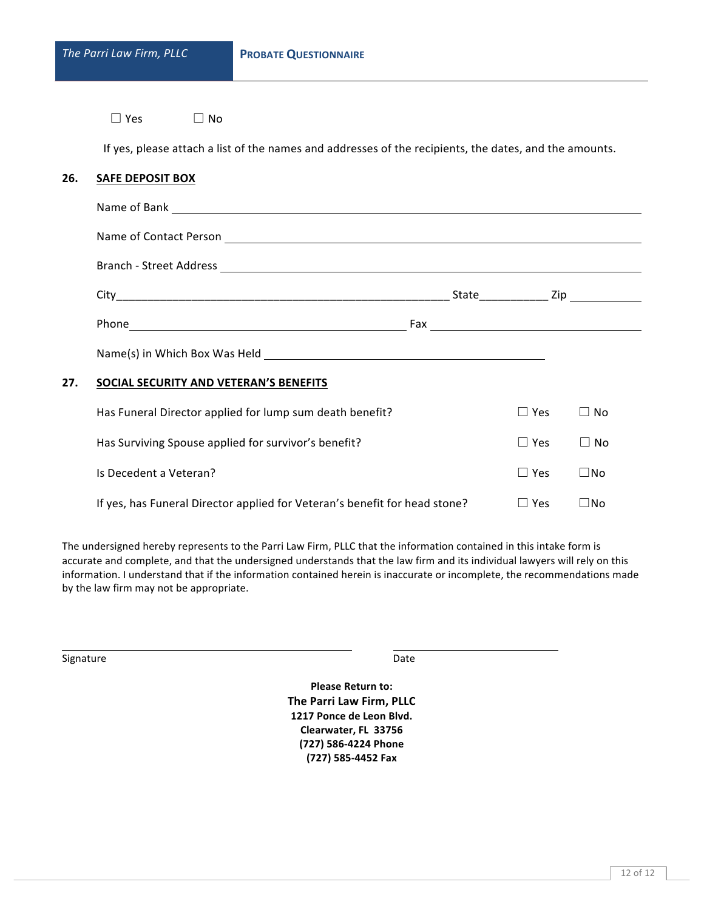☐ Yes ☐ No

If yes, please attach a list of the names and addresses of the recipients, the dates, and the amounts.

**26. SAFE DEPOSIT BOX**

Name of Bank ______________________________________________

Name of Contact Person ______________________________________________

Branch - Street Address ______________________________________________

City______________________________________________ State___________ Zip ____________

Phone ______________________________ Fax ______________________________

Name(s) in Which Box Was Held ______________________________

**27. SOCIAL SECURITY AND VETERAN'S BENEFITS**

| | | |
|---|---|---|
| Has Funeral Director applied for lump sum death benefit? | ☐ Yes | ☐ No |
| Has Surviving Spouse applied for survivor's benefit? | ☐ Yes | ☐ No |
| Is Decedent a Veteran? | ☐ Yes | ☐No |
| If yes, has Funeral Director applied for Veteran's benefit for head stone? | ☐ Yes | ☐No |

The undersigned hereby represents to the Parri Law Firm, PLLC that the information contained in this intake form is accurate and complete, and that the undersigned understands that the law firm and its individual lawyers will rely on this information. I understand that if the information contained herein is inaccurate or incomplete, the recommendations made by the law firm may not be appropriate.

______________________________ ______________________________

Signature Date

**Please Return to:**
**The Parri Law Firm, PLLC**
**1217 Ponce de Leon Blvd.**
**Clearwater, FL 33756**
**(727) 586-4224 Phone**
**(727) 585-4452 Fax**